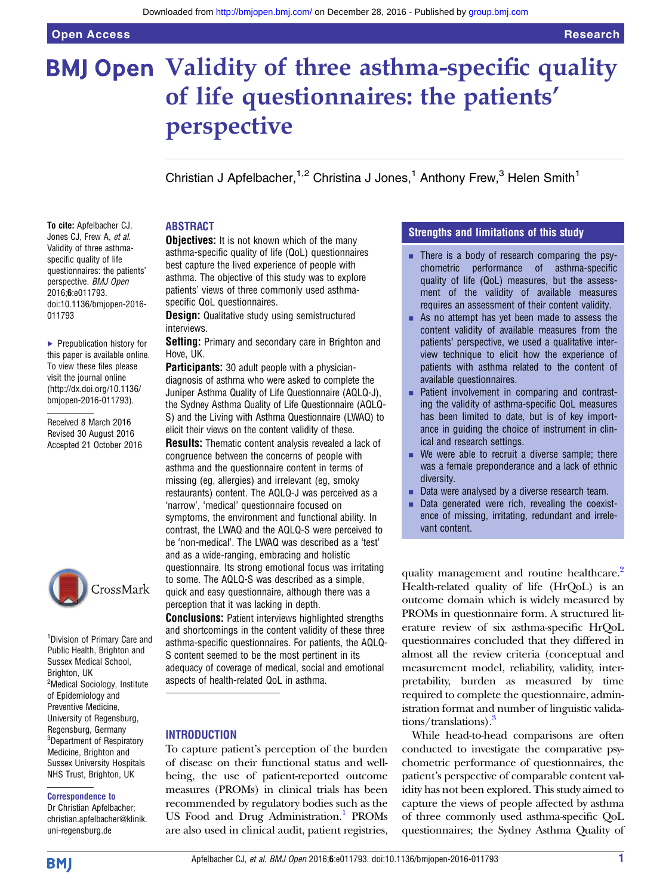# Validity of three asthma-specific quality of life questionnaires: the patients' perspective

Christian J Apfelbacher,[1,2] Christina J Jones,[1] Anthony Frew,[3] Helen Smith[1]

**To cite:** Apfelbacher CJ, Jones CJ, Frew A, *et al*. Validity of three asthma-specific quality of life questionnaires: the patients' perspective. *BMJ Open* 2016;**6**:e011793. doi:10.1136/bmjopen-2016-011793

▸ Prepublication history for this paper is available online. To view these files please visit the journal online (http://dx.doi.org/10.1136/bmjopen-2016-011793).

Received 8 March 2016
Revised 30 August 2016
Accepted 21 October 2016

[1]Division of Primary Care and Public Health, Brighton and Sussex Medical School, Brighton, UK
[2]Medical Sociology, Institute of Epidemiology and Preventive Medicine, University of Regensburg, Regensburg, Germany
[3]Department of Respiratory Medicine, Brighton and Sussex University Hospitals NHS Trust, Brighton, UK

**Correspondence to**
Dr Christian Apfelbacher; christian.apfelbacher@klinik.uni-regensburg.de

## ABSTRACT

**Objectives:** It is not known which of the many asthma-specific quality of life (QoL) questionnaires best capture the lived experience of people with asthma. The objective of this study was to explore patients' views of three commonly used asthma-specific QoL questionnaires.

**Design:** Qualitative study using semistructured interviews.

**Setting:** Primary and secondary care in Brighton and Hove, UK.

**Participants:** 30 adult people with a physician-diagnosis of asthma who were asked to complete the Juniper Asthma Quality of Life Questionnaire (AQLQ-J), the Sydney Asthma Quality of Life Questionnaire (AQLQ-S) and the Living with Asthma Questionnaire (LWAQ) to elicit their views on the content validity of these.

**Results:** Thematic content analysis revealed a lack of congruence between the concerns of people with asthma and the questionnaire content in terms of missing (eg, allergies) and irrelevant (eg, smoky restaurants) content. The AQLQ-J was perceived as a 'narrow', 'medical' questionnaire focused on symptoms, the environment and functional ability. In contrast, the LWAQ and the AQLQ-S were perceived to be 'non-medical'. The LWAQ was described as a 'test' and as a wide-ranging, embracing and holistic questionnaire. Its strong emotional focus was irritating to some. The AQLQ-S was described as a simple, quick and easy questionnaire, although there was a perception that it was lacking in depth.

**Conclusions:** Patient interviews highlighted strengths and shortcomings in the content validity of these three asthma-specific questionnaires. For patients, the AQLQ-S content seemed to be the most pertinent in its adequacy of coverage of medical, social and emotional aspects of health-related QoL in asthma.

## Strengths and limitations of this study

- There is a body of research comparing the psychometric performance of asthma-specific quality of life (QoL) measures, but the assessment of the validity of available measures requires an assessment of their content validity.
- As no attempt has yet been made to assess the content validity of available measures from the patients' perspective, we used a qualitative interview technique to elicit how the experience of patients with asthma related to the content of available questionnaires.
- Patient involvement in comparing and contrasting the validity of asthma-specific QoL measures has been limited to date, but is of key importance in guiding the choice of instrument in clinical and research settings.
- We were able to recruit a diverse sample; there was a female preponderance and a lack of ethnic diversity.
- Data were analysed by a diverse research team.
- Data generated were rich, revealing the coexistence of missing, irritating, redundant and irrelevant content.

## INTRODUCTION

To capture patient's perception of the burden of disease on their functional status and well-being, the use of patient-reported outcome measures (PROMs) in clinical trials has been recommended by regulatory bodies such as the US Food and Drug Administration.[1] PROMs are also used in clinical audit, patient registries, quality management and routine healthcare.[2] Health-related quality of life (HrQoL) is an outcome domain which is widely measured by PROMs in questionnaire form. A structured literature review of six asthma-specific HrQoL questionnaires concluded that they differed in almost all the review criteria (conceptual and measurement model, reliability, validity, interpretability, burden as measured by time required to complete the questionnaire, administration format and number of linguistic validations/translations).[3]

While head-to-head comparisons are often conducted to investigate the comparative psychometric performance of questionnaires, the patient's perspective of comparable content validity has not been explored. This study aimed to capture the views of people affected by asthma of three commonly used asthma-specific QoL questionnaires; the Sydney Asthma Quality of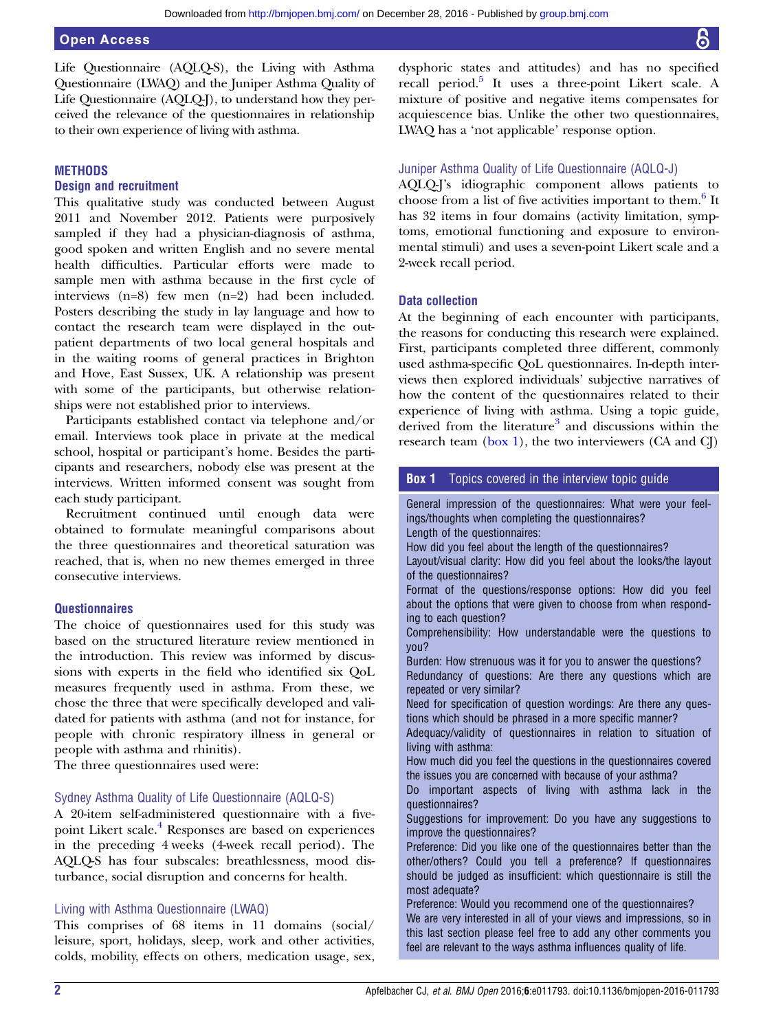Life Questionnaire (AQLQ-S), the Living with Asthma Questionnaire (LWAQ) and the Juniper Asthma Quality of Life Questionnaire (AQLQ-J), to understand how they perceived the relevance of the questionnaires in relationship to their own experience of living with asthma.

## METHODS

### Design and recruitment

This qualitative study was conducted between August 2011 and November 2012. Patients were purposively sampled if they had a physician-diagnosis of asthma, good spoken and written English and no severe mental health difficulties. Particular efforts were made to sample men with asthma because in the first cycle of interviews (n=8) few men (n=2) had been included. Posters describing the study in lay language and how to contact the research team were displayed in the outpatient departments of two local general hospitals and in the waiting rooms of general practices in Brighton and Hove, East Sussex, UK. A relationship was present with some of the participants, but otherwise relationships were not established prior to interviews.

Participants established contact via telephone and/or email. Interviews took place in private at the medical school, hospital or participant's home. Besides the participants and researchers, nobody else was present at the interviews. Written informed consent was sought from each study participant.

Recruitment continued until enough data were obtained to formulate meaningful comparisons about the three questionnaires and theoretical saturation was reached, that is, when no new themes emerged in three consecutive interviews.

### Questionnaires

The choice of questionnaires used for this study was based on the structured literature review mentioned in the introduction. This review was informed by discussions with experts in the field who identified six QoL measures frequently used in asthma. From these, we chose the three that were specifically developed and validated for patients with asthma (and not for instance, for people with chronic respiratory illness in general or people with asthma and rhinitis).

The three questionnaires used were:

#### Sydney Asthma Quality of Life Questionnaire (AQLQ-S)

A 20-item self-administered questionnaire with a five-point Likert scale.[4] Responses are based on experiences in the preceding 4 weeks (4-week recall period). The AQLQ-S has four subscales: breathlessness, mood disturbance, social disruption and concerns for health.

#### Living with Asthma Questionnaire (LWAQ)

This comprises of 68 items in 11 domains (social/leisure, sport, holidays, sleep, work and other activities, colds, mobility, effects on others, medication usage, sex, dysphoric states and attitudes) and has no specified recall period.[5] It uses a three-point Likert scale. A mixture of positive and negative items compensates for acquiescence bias. Unlike the other two questionnaires, LWAQ has a 'not applicable' response option.

#### Juniper Asthma Quality of Life Questionnaire (AQLQ-J)

AQLQ-J's idiographic component allows patients to choose from a list of five activities important to them.[6] It has 32 items in four domains (activity limitation, symptoms, emotional functioning and exposure to environmental stimuli) and uses a seven-point Likert scale and a 2-week recall period.

### Data collection

At the beginning of each encounter with participants, the reasons for conducting this research were explained. First, participants completed three different, commonly used asthma-specific QoL questionnaires. In-depth interviews then explored individuals' subjective narratives of how the content of the questionnaires related to their experience of living with asthma. Using a topic guide, derived from the literature[3] and discussions within the research team (box 1), the two interviewers (CA and CJ)

**Box 1 Topics covered in the interview topic guide**

General impression of the questionnaires: What were your feelings/thoughts when completing the questionnaires?
Length of the questionnaires:
How did you feel about the length of the questionnaires?
Layout/visual clarity: How did you feel about the looks/the layout of the questionnaires?
Format of the questions/response options: How did you feel about the options that were given to choose from when responding to each question?
Comprehensibility: How understandable were the questions to you?
Burden: How strenuous was it for you to answer the questions?
Redundancy of questions: Are there any questions which are repeated or very similar?
Need for specification of question wordings: Are there any questions which should be phrased in a more specific manner?
Adequacy/validity of questionnaires in relation to situation of living with asthma:
How much did you feel the questions in the questionnaires covered the issues you are concerned with because of your asthma?
Do important aspects of living with asthma lack in the questionnaires?
Suggestions for improvement: Do you have any suggestions to improve the questionnaires?
Preference: Did you like one of the questionnaires better than the other/others? Could you tell a preference? If questionnaires should be judged as insufficient: which questionnaire is still the most adequate?
Preference: Would you recommend one of the questionnaires?
We are very interested in all of your views and impressions, so in this last section please feel free to add any other comments you feel are relevant to the ways asthma influences quality of life.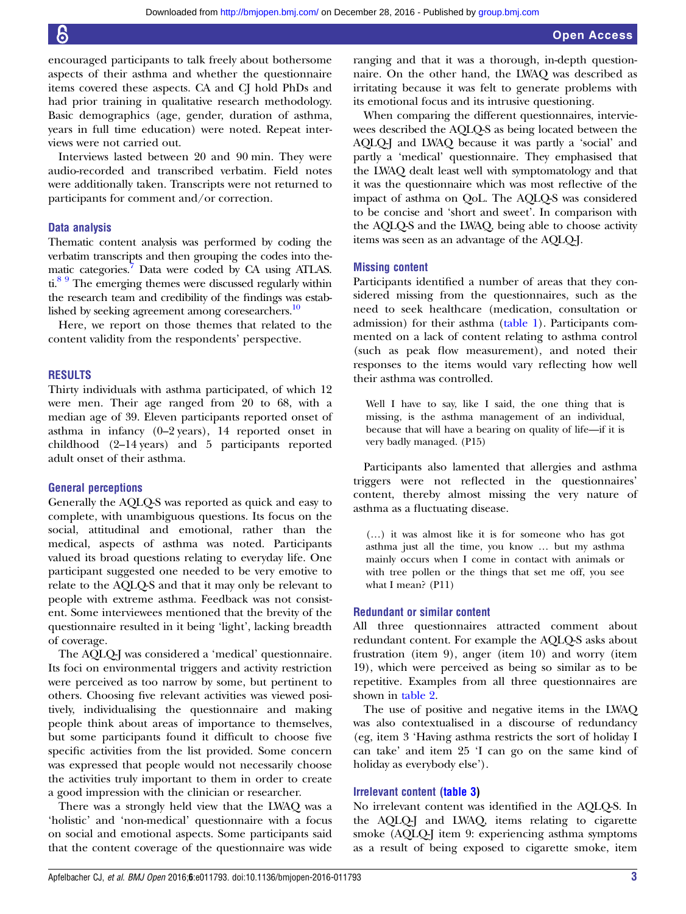encouraged participants to talk freely about bothersome aspects of their asthma and whether the questionnaire items covered these aspects. CA and CJ hold PhDs and had prior training in qualitative research methodology. Basic demographics (age, gender, duration of asthma, years in full time education) were noted. Repeat interviews were not carried out.

Interviews lasted between 20 and 90 min. They were audio-recorded and transcribed verbatim. Field notes were additionally taken. Transcripts were not returned to participants for comment and/or correction.

### Data analysis

Thematic content analysis was performed by coding the verbatim transcripts and then grouping the codes into thematic categories.[7] Data were coded by CA using ATLAS.ti.[8 9] The emerging themes were discussed regularly within the research team and credibility of the findings was established by seeking agreement among coresearchers.[10]

Here, we report on those themes that related to the content validity from the respondents' perspective.

## RESULTS

Thirty individuals with asthma participated, of which 12 were men. Their age ranged from 20 to 68, with a median age of 39. Eleven participants reported onset of asthma in infancy (0–2 years), 14 reported onset in childhood (2–14 years) and 5 participants reported adult onset of their asthma.

### General perceptions

Generally the AQLQ-S was reported as quick and easy to complete, with unambiguous questions. Its focus on the social, attitudinal and emotional, rather than the medical, aspects of asthma was noted. Participants valued its broad questions relating to everyday life. One participant suggested one needed to be very emotive to relate to the AQLQ-S and that it may only be relevant to people with extreme asthma. Feedback was not consistent. Some interviewees mentioned that the brevity of the questionnaire resulted in it being 'light', lacking breadth of coverage.

The AQLQ-J was considered a 'medical' questionnaire. Its foci on environmental triggers and activity restriction were perceived as too narrow by some, but pertinent to others. Choosing five relevant activities was viewed positively, individualising the questionnaire and making people think about areas of importance to themselves, but some participants found it difficult to choose five specific activities from the list provided. Some concern was expressed that people would not necessarily choose the activities truly important to them in order to create a good impression with the clinician or researcher.

There was a strongly held view that the LWAQ was a 'holistic' and 'non-medical' questionnaire with a focus on social and emotional aspects. Some participants said that the content coverage of the questionnaire was wide ranging and that it was a thorough, in-depth questionnaire. On the other hand, the LWAQ was described as irritating because it was felt to generate problems with its emotional focus and its intrusive questioning.

When comparing the different questionnaires, interviewees described the AQLQ-S as being located between the AQLQ-J and LWAQ because it was partly a 'social' and partly a 'medical' questionnaire. They emphasised that the LWAQ dealt least well with symptomatology and that it was the questionnaire which was most reflective of the impact of asthma on QoL. The AQLQ-S was considered to be concise and 'short and sweet'. In comparison with the AQLQ-S and the LWAQ, being able to choose activity items was seen as an advantage of the AQLQ-J.

### Missing content

Participants identified a number of areas that they considered missing from the questionnaires, such as the need to seek healthcare (medication, consultation or admission) for their asthma (table 1). Participants commented on a lack of content relating to asthma control (such as peak flow measurement), and noted their responses to the items would vary reflecting how well their asthma was controlled.

> Well I have to say, like I said, the one thing that is missing, is the asthma management of an individual, because that will have a bearing on quality of life—if it is very badly managed. (P15)

Participants also lamented that allergies and asthma triggers were not reflected in the questionnaires' content, thereby almost missing the very nature of asthma as a fluctuating disease.

> (…) it was almost like it is for someone who has got asthma just all the time, you know … but my asthma mainly occurs when I come in contact with animals or with tree pollen or the things that set me off, you see what I mean? (P11)

### Redundant or similar content

All three questionnaires attracted comment about redundant content. For example the AQLQ-S asks about frustration (item 9), anger (item 10) and worry (item 19), which were perceived as being so similar as to be repetitive. Examples from all three questionnaires are shown in table 2.

The use of positive and negative items in the LWAQ was also contextualised in a discourse of redundancy (eg, item 3 'Having asthma restricts the sort of holiday I can take' and item 25 'I can go on the same kind of holiday as everybody else').

### Irrelevant content (table 3)

No irrelevant content was identified in the AQLQ-S. In the AQLQ-J and LWAQ, items relating to cigarette smoke (AQLQ-J item 9: experiencing asthma symptoms as a result of being exposed to cigarette smoke, item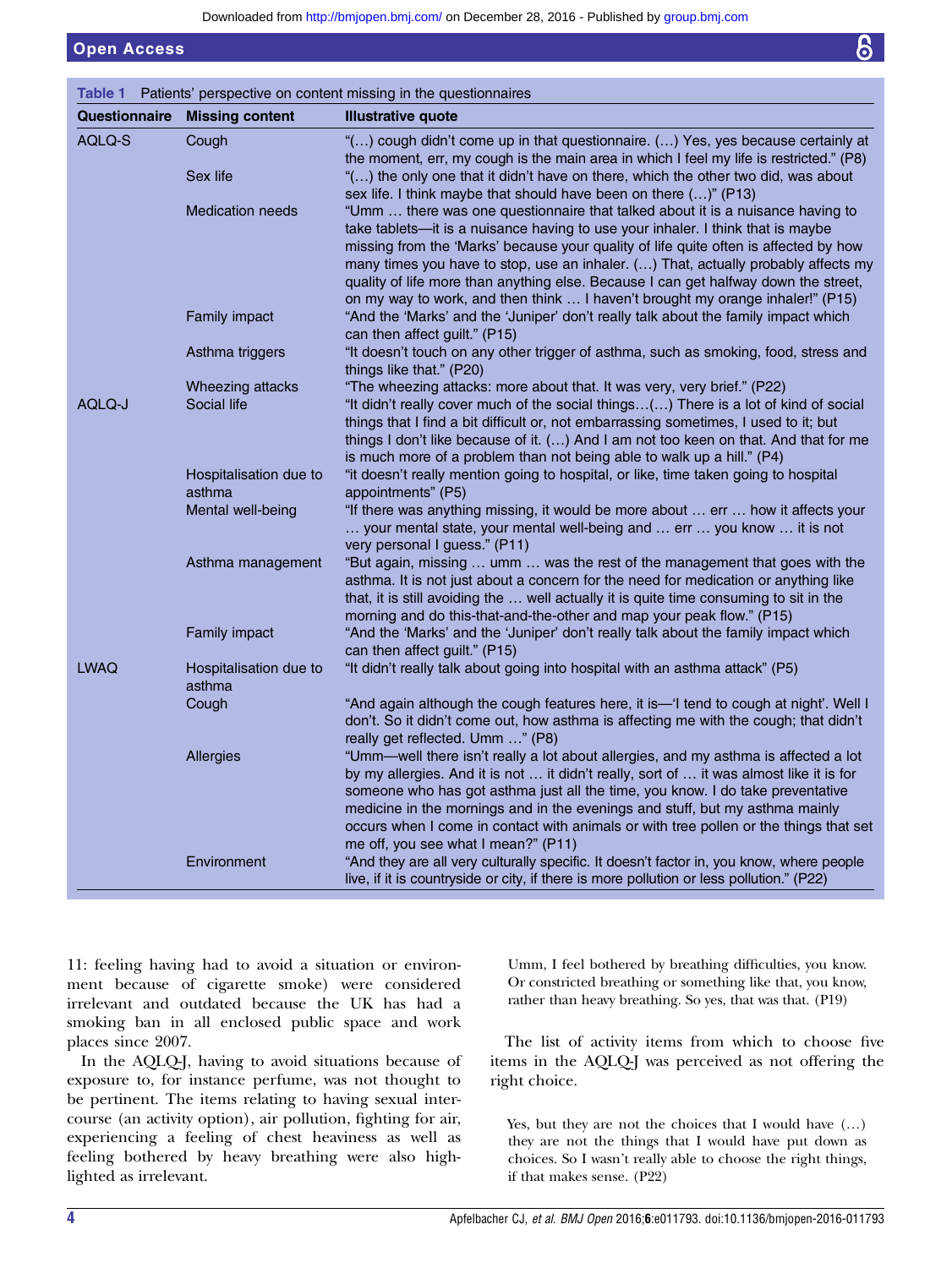**Table 1** Patients' perspective on content missing in the questionnaires

| Questionnaire | Missing content | Illustrative quote |
|---|---|---|
| AQLQ-S | Cough | "(…) cough didn't come up in that questionnaire. (…) Yes, yes because certainly at the moment, err, my cough is the main area in which I feel my life is restricted." (P8) |
| | Sex life | "(…) the only one that it didn't have on there, which the other two did, was about sex life. I think maybe that should have been on there (…)" (P13) |
| | Medication needs | "Umm … there was one questionnaire that talked about it is a nuisance having to take tablets—it is a nuisance having to use your inhaler. I think that is maybe missing from the 'Marks' because your quality of life quite often is affected by how many times you have to stop, use an inhaler. (…) That, actually probably affects my quality of life more than anything else. Because I can get halfway down the street, on my way to work, and then think … I haven't brought my orange inhaler!" (P15) |
| | Family impact | "And the 'Marks' and the 'Juniper' don't really talk about the family impact which can then affect guilt." (P15) |
| | Asthma triggers | "It doesn't touch on any other trigger of asthma, such as smoking, food, stress and things like that." (P20) |
| | Wheezing attacks | "The wheezing attacks: more about that. It was very, very brief." (P22) |
| AQLQ-J | Social life | "It didn't really cover much of the social things…(…) There is a lot of kind of social things that I find a bit difficult or, not embarrassing sometimes, I used to it; but things I don't like because of it. (…) And I am not too keen on that. And that for me is much more of a problem than not being able to walk up a hill." (P4) |
| | Hospitalisation due to asthma | "it doesn't really mention going to hospital, or like, time taken going to hospital appointments" (P5) |
| | Mental well-being | "If there was anything missing, it would be more about … err … how it affects your … your mental state, your mental well-being and … err … you know … it is not very personal I guess." (P11) |
| | Asthma management | "But again, missing … umm … was the rest of the management that goes with the asthma. It is not just about a concern for the need for medication or anything like that, it is still avoiding the … well actually it is quite time consuming to sit in the morning and do this-that-and-the-other and map your peak flow." (P15) |
| | Family impact | "And the 'Marks' and the 'Juniper' don't really talk about the family impact which can then affect guilt." (P15) |
| LWAQ | Hospitalisation due to asthma | "It didn't really talk about going into hospital with an asthma attack" (P5) |
| | Cough | "And again although the cough features here, it is—'I tend to cough at night'. Well I don't. So it didn't come out, how asthma is affecting me with the cough; that didn't really get reflected. Umm …" (P8) |
| | Allergies | "Umm—well there isn't really a lot about allergies, and my asthma is affected a lot by my allergies. And it is not … it didn't really, sort of … it was almost like it is for someone who has got asthma just all the time, you know. I do take preventative medicine in the mornings and in the evenings and stuff, but my asthma mainly occurs when I come in contact with animals or with tree pollen or the things that set me off, you see what I mean?" (P11) |
| | Environment | "And they are all very culturally specific. It doesn't factor in, you know, where people live, if it is countryside or city, if there is more pollution or less pollution." (P22) |

11: feeling having had to avoid a situation or environment because of cigarette smoke) were considered irrelevant and outdated because the UK has had a smoking ban in all enclosed public space and work places since 2007.

In the AQLQ-J, having to avoid situations because of exposure to, for instance perfume, was not thought to be pertinent. The items relating to having sexual intercourse (an activity option), air pollution, fighting for air, experiencing a feeling of chest heaviness as well as feeling bothered by heavy breathing were also highlighted as irrelevant.

> Umm, I feel bothered by breathing difficulties, you know. Or constricted breathing or something like that, you know, rather than heavy breathing. So yes, that was that. (P19)

The list of activity items from which to choose five items in the AQLQ-J was perceived as not offering the right choice.

> Yes, but they are not the choices that I would have (…) they are not the things that I would have put down as choices. So I wasn't really able to choose the right things, if that makes sense. (P22)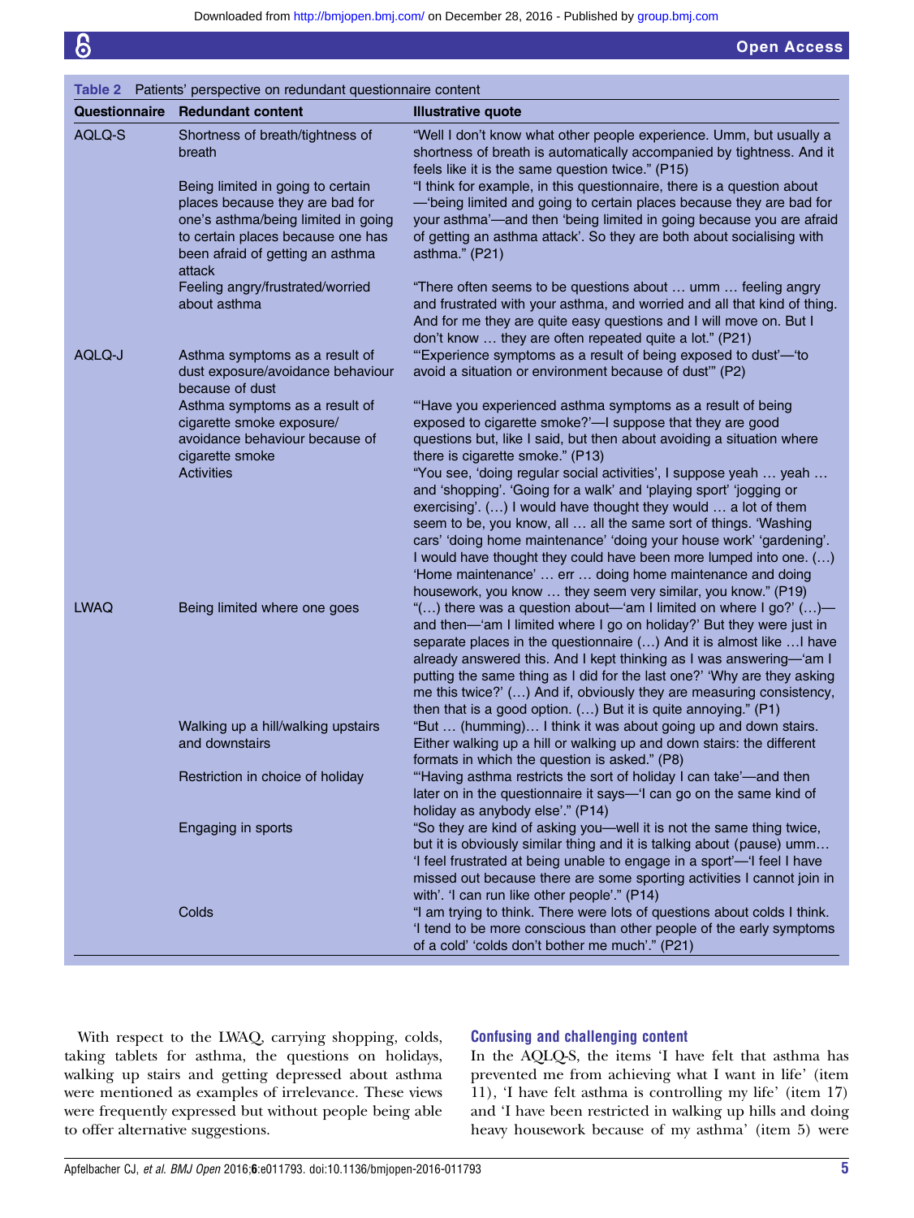**Table 2** Patients' perspective on redundant questionnaire content

| Questionnaire | Redundant content | Illustrative quote |
|---|---|---|
| AQLQ-S | Shortness of breath/tightness of breath | "Well I don't know what other people experience. Umm, but usually a shortness of breath is automatically accompanied by tightness. And it feels like it is the same question twice." (P15) |
| | Being limited in going to certain places because they are bad for one's asthma/being limited in going to certain places because one has been afraid of getting an asthma attack | "I think for example, in this questionnaire, there is a question about—'being limited and going to certain places because they are bad for your asthma'—and then 'being limited in going because you are afraid of getting an asthma attack'. So they are both about socialising with asthma." (P21) |
| | Feeling angry/frustrated/worried about asthma | "There often seems to be questions about … umm … feeling angry and frustrated with your asthma, and worried and all that kind of thing. And for me they are quite easy questions and I will move on. But I don't know … they are often repeated quite a lot." (P21) |
| AQLQ-J | Asthma symptoms as a result of dust exposure/avoidance behaviour because of dust | "'Experience symptoms as a result of being exposed to dust'—'to avoid a situation or environment because of dust'" (P2) |
| | Asthma symptoms as a result of cigarette smoke exposure/ avoidance behaviour because of cigarette smoke | "'Have you experienced asthma symptoms as a result of being exposed to cigarette smoke?'—I suppose that they are good questions but, like I said, but then about avoiding a situation where there is cigarette smoke." (P13) |
| | Activities | "You see, 'doing regular social activities', I suppose yeah … yeah … and 'shopping'. 'Going for a walk' and 'playing sport' 'jogging or exercising'. (…) I would have thought they would … a lot of them seem to be, you know, all … all the same sort of things. 'Washing cars' 'doing home maintenance' 'doing your house work' 'gardening'. I would have thought they could have been more lumped into one. (…) 'Home maintenance' … err … doing home maintenance and doing housework, you know … they seem very similar, you know." (P19) |
| LWAQ | Being limited where one goes | "(…) there was a question about—'am I limited on where I go?' (…)—and then—'am I limited where I go on holiday?' But they were just in separate places in the questionnaire (…) And it is almost like …I have already answered this. And I kept thinking as I was answering—'am I putting the same thing as I did for the last one?' 'Why are they asking me this twice?' (…) And if, obviously they are measuring consistency, then that is a good option. (…) But it is quite annoying." (P1) |
| | Walking up a hill/walking upstairs and downstairs | "But … (humming)… I think it was about going up and down stairs. Either walking up a hill or walking up and down stairs: the different formats in which the question is asked." (P8) |
| | Restriction in choice of holiday | "'Having asthma restricts the sort of holiday I can take'—and then later on in the questionnaire it says—'I can go on the same kind of holiday as anybody else'." (P14) |
| | Engaging in sports | "So they are kind of asking you—well it is not the same thing twice, but it is obviously similar thing and it is talking about (pause) umm… 'I feel frustrated at being unable to engage in a sport'—'I feel I have missed out because there are some sporting activities I cannot join in with'. 'I can run like other people'." (P14) |
| | Colds | "I am trying to think. There were lots of questions about colds I think. 'I tend to be more conscious than other people of the early symptoms of a cold' 'colds don't bother me much'." (P21) |

With respect to the LWAQ, carrying shopping, colds, taking tablets for asthma, the questions on holidays, walking up stairs and getting depressed about asthma were mentioned as examples of irrelevance. These views were frequently expressed but without people being able to offer alternative suggestions.

### Confusing and challenging content

In the AQLQ-S, the items 'I have felt that asthma has prevented me from achieving what I want in life' (item 11), 'I have felt asthma is controlling my life' (item 17) and 'I have been restricted in walking up hills and doing heavy housework because of my asthma' (item 5) were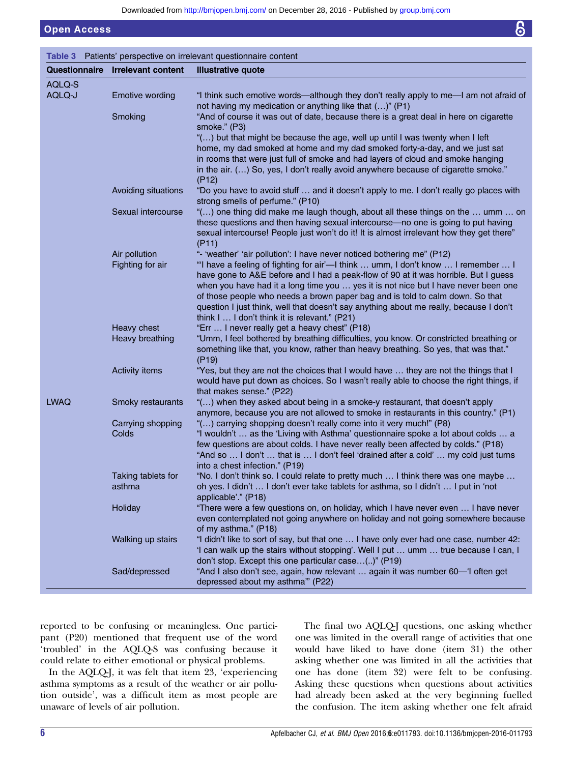**Table 3** Patients' perspective on irrelevant questionnaire content

| Questionnaire | Irrelevant content | Illustrative quote |
|---|---|---|
| AQLQ-S AQLQ-J | Emotive wording | "I think such emotive words—although they don't really apply to me—I am not afraid of not having my medication or anything like that (…)" (P1) |
| | Smoking | "And of course it was out of date, because there is a great deal in here on cigarette smoke." (P3) "(…) but that might be because the age, well up until I was twenty when I left home, my dad smoked at home and my dad smoked forty-a-day, and we just sat in rooms that were just full of smoke and had layers of cloud and smoke hanging in the air. (…) So, yes, I don't really avoid anywhere because of cigarette smoke." (P12) |
| | Avoiding situations | "Do you have to avoid stuff … and it doesn't apply to me. I don't really go places with strong smells of perfume." (P10) |
| | Sexual intercourse | "(…) one thing did make me laugh though, about all these things on the … umm … on these questions and then having sexual intercourse—no one is going to put having sexual intercourse! People just won't do it! It is almost irrelevant how they get there" (P11) |
| | Air pollution | "- 'weather' 'air pollution': I have never noticed bothering me" (P12) |
| | Fighting for air | "'I have a feeling of fighting for air'—I think … umm, I don't know … I remember … I have gone to A&E before and I had a peak-flow of 90 at it was horrible. But I guess when you have had it a long time you … yes it is not nice but I have never been one of those people who needs a brown paper bag and is told to calm down. So that question I just think, well that doesn't say anything about me really, because I don't think I … I don't think it is relevant." (P21) |
| | Heavy chest | "Err … I never really get a heavy chest" (P18) |
| | Heavy breathing | "Umm, I feel bothered by breathing difficulties, you know. Or constricted breathing or something like that, you know, rather than heavy breathing. So yes, that was that." (P19) |
| | Activity items | "Yes, but they are not the choices that I would have … they are not the things that I would have put down as choices. So I wasn't really able to choose the right things, if that makes sense." (P22) |
| LWAQ | Smoky restaurants | "(…) when they asked about being in a smoke-y restaurant, that doesn't apply anymore, because you are not allowed to smoke in restaurants in this country." (P1) |
| | Carrying shopping | "(…) carrying shopping doesn't really come into it very much!" (P8) |
| | Colds | "I wouldn't … as the 'Living with Asthma' questionnaire spoke a lot about colds … a few questions are about colds. I have never really been affected by colds." (P18) "And so … I don't … that is … I don't feel 'drained after a cold' … my cold just turns into a chest infection." (P19) |
| | Taking tablets for asthma | "No. I don't think so. I could relate to pretty much … I think there was one maybe … oh yes. I didn't … I don't ever take tablets for asthma, so I didn't … I put in 'not applicable'." (P18) |
| | Holiday | "There were a few questions on, on holiday, which I have never even … I have never even contemplated not going anywhere on holiday and not going somewhere because of my asthma." (P18) |
| | Walking up stairs | "I didn't like to sort of say, but that one … I have only ever had one case, number 42: 'I can walk up the stairs without stopping'. Well I put … umm … true because I can, I don't stop. Except this one particular case…(..)" (P19) |
| | Sad/depressed | "And I also don't see, again, how relevant … again it was number 60—'I often get depressed about my asthma'" (P22) |

reported to be confusing or meaningless. One participant (P20) mentioned that frequent use of the word 'troubled' in the AQLQ-S was confusing because it could relate to either emotional or physical problems.

In the AQLQ-J, it was felt that item 23, 'experiencing asthma symptoms as a result of the weather or air pollution outside', was a difficult item as most people are unaware of levels of air pollution.

The final two AQLQ-J questions, one asking whether one was limited in the overall range of activities that one would have liked to have done (item 31) the other asking whether one was limited in all the activities that one has done (item 32) were felt to be confusing. Asking these questions when questions about activities had already been asked at the very beginning fuelled the confusion. The item asking whether one felt afraid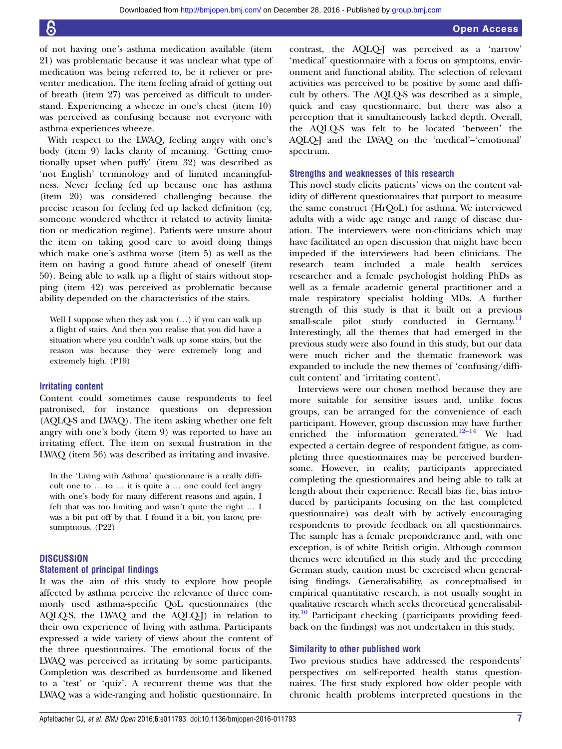of not having one's asthma medication available (item 21) was problematic because it was unclear what type of medication was being referred to, be it reliever or preventer medication. The item feeling afraid of getting out of breath (item 27) was perceived as difficult to understand. Experiencing a wheeze in one's chest (item 10) was perceived as confusing because not everyone with asthma experiences wheeze.

With respect to the LWAQ, feeling angry with one's body (item 9) lacks clarity of meaning. 'Getting emotionally upset when puffy' (item 32) was described as 'not English' terminology and of limited meaningfulness. Never feeling fed up because one has asthma (item 20) was considered challenging because the precise reason for feeling fed up lacked definition (eg, someone wondered whether it related to activity limitation or medication regime). Patients were unsure about the item on taking good care to avoid doing things which make one's asthma worse (item 5) as well as the item on having a good future ahead of oneself (item 50). Being able to walk up a flight of stairs without stopping (item 42) was perceived as problematic because ability depended on the characteristics of the stairs.

> Well I suppose when they ask you (…) if you can walk up a flight of stairs. And then you realise that you did have a situation where you couldn't walk up some stairs, but the reason was because they were extremely long and extremely high. (P19)

### Irritating content

Content could sometimes cause respondents to feel patronised, for instance questions on depression (AQLQ-S and LWAQ). The item asking whether one felt angry with one's body (item 9) was reported to have an irritating effect. The item on sexual frustration in the LWAQ (item 56) was described as irritating and invasive.

> In the 'Living with Asthma' questionnaire is a really difficult one to … to … it is quite a … one could feel angry with one's body for many different reasons and again, I felt that was too limiting and wasn't quite the right … I was a bit put off by that. I found it a bit, you know, presumptuous. (P22)

## DISCUSSION

### Statement of principal findings

It was the aim of this study to explore how people affected by asthma perceive the relevance of three commonly used asthma-specific QoL questionnaires (the AQLQ-S, the LWAQ and the AQLQ-J) in relation to their own experience of living with asthma. Participants expressed a wide variety of views about the content of the three questionnaires. The emotional focus of the LWAQ was perceived as irritating by some participants. Completion was described as burdensome and likened to a 'test' or 'quiz'. A recurrent theme was that the LWAQ was a wide-ranging and holistic questionnaire. In contrast, the AQLQ-J was perceived as a 'narrow' 'medical' questionnaire with a focus on symptoms, environment and functional ability. The selection of relevant activities was perceived to be positive by some and difficult by others. The AQLQ-S was described as a simple, quick and easy questionnaire, but there was also a perception that it simultaneously lacked depth. Overall, the AQLQ-S was felt to be located 'between' the AQLQ-J and the LWAQ on the 'medical'–'emotional' spectrum.

### Strengths and weaknesses of this research

This novel study elicits patients' views on the content validity of different questionnaires that purport to measure the same construct (HrQoL) for asthma. We interviewed adults with a wide age range and range of disease duration. The interviewers were non-clinicians which may have facilitated an open discussion that might have been impeded if the interviewers had been clinicians. The research team included a male health services researcher and a female psychologist holding PhDs as well as a female academic general practitioner and a male respiratory specialist holding MDs. A further strength of this study is that it built on a previous small-scale pilot study conducted in Germany.[11] Interestingly, all the themes that had emerged in the previous study were also found in this study, but our data were much richer and the thematic framework was expanded to include the new themes of 'confusing/difficult content' and 'irritating content'.

Interviews were our chosen method because they are more suitable for sensitive issues and, unlike focus groups, can be arranged for the convenience of each participant. However, group discussion may have further enriched the information generated.[12–14] We had expected a certain degree of respondent fatigue, as completing three questionnaires may be perceived burdensome. However, in reality, participants appreciated completing the questionnaires and being able to talk at length about their experience. Recall bias (ie, bias introduced by participants focusing on the last completed questionnaire) was dealt with by actively encouraging respondents to provide feedback on all questionnaires. The sample has a female preponderance and, with one exception, is of white British origin. Although common themes were identified in this study and the preceding German study, caution must be exercised when generalising findings. Generalisability, as conceptualised in empirical quantitative research, is not usually sought in qualitative research which seeks theoretical generalisability.[10] Participant checking (participants providing feedback on the findings) was not undertaken in this study.

### Similarity to other published work

Two previous studies have addressed the respondents' perspectives on self-reported health status questionnaires. The first study explored how older people with chronic health problems interpreted questions in the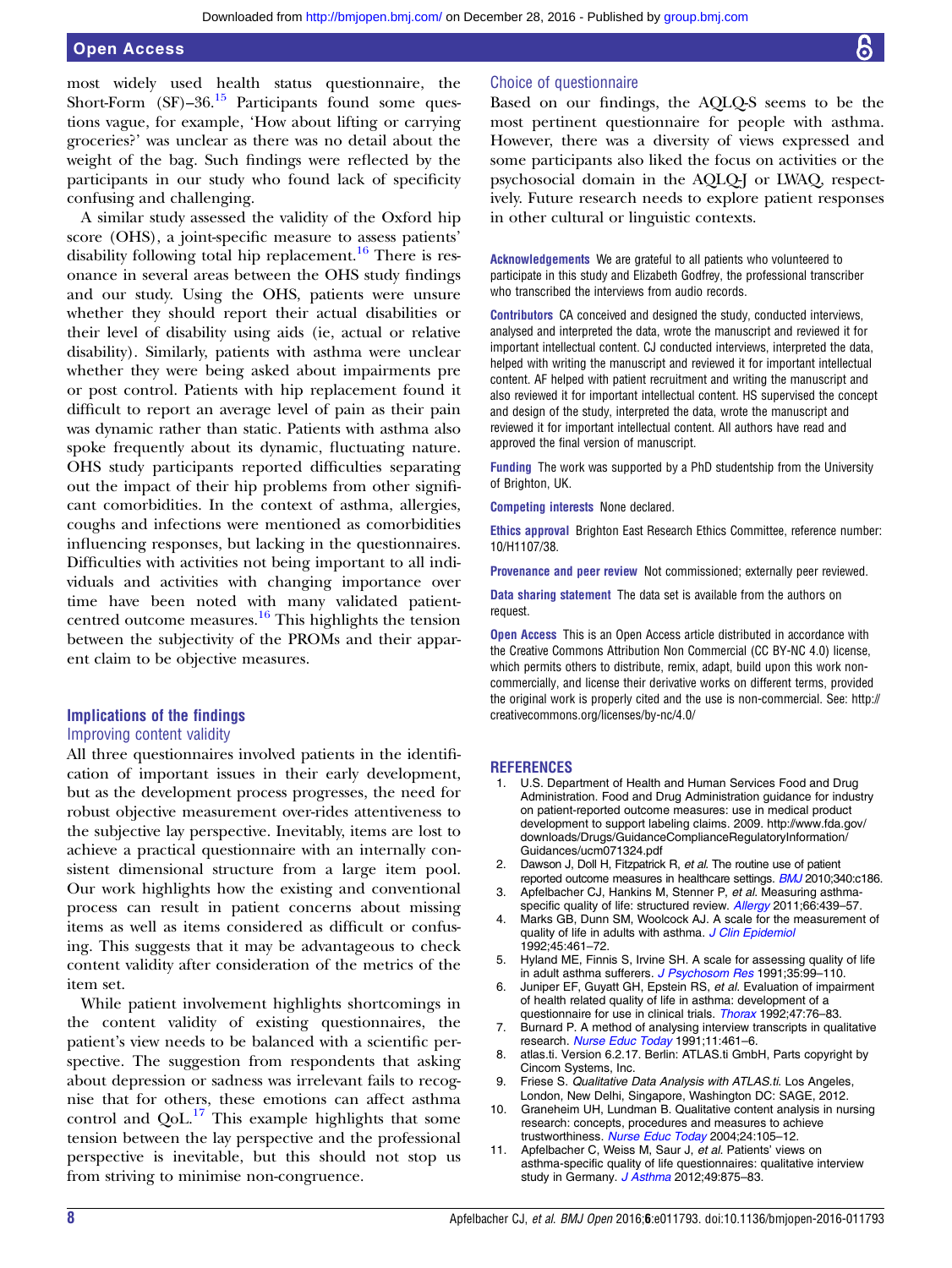most widely used health status questionnaire, the Short-Form (SF)–36.[15] Participants found some questions vague, for example, 'How about lifting or carrying groceries?' was unclear as there was no detail about the weight of the bag. Such findings were reflected by the participants in our study who found lack of specificity confusing and challenging.

A similar study assessed the validity of the Oxford hip score (OHS), a joint-specific measure to assess patients' disability following total hip replacement.[16] There is resonance in several areas between the OHS study findings and our study. Using the OHS, patients were unsure whether they should report their actual disabilities or their level of disability using aids (ie, actual or relative disability). Similarly, patients with asthma were unclear whether they were being asked about impairments pre or post control. Patients with hip replacement found it difficult to report an average level of pain as their pain was dynamic rather than static. Patients with asthma also spoke frequently about its dynamic, fluctuating nature. OHS study participants reported difficulties separating out the impact of their hip problems from other significant comorbidities. In the context of asthma, allergies, coughs and infections were mentioned as comorbidities influencing responses, but lacking in the questionnaires. Difficulties with activities not being important to all individuals and activities with changing importance over time have been noted with many validated patient-centred outcome measures.[16] This highlights the tension between the subjectivity of the PROMs and their apparent claim to be objective measures.

## Implications of the findings

### Improving content validity

All three questionnaires involved patients in the identification of important issues in their early development, but as the development process progresses, the need for robust objective measurement over-rides attentiveness to the subjective lay perspective. Inevitably, items are lost to achieve a practical questionnaire with an internally consistent dimensional structure from a large item pool. Our work highlights how the existing and conventional process can result in patient concerns about missing items as well as items considered as difficult or confusing. This suggests that it may be advantageous to check content validity after consideration of the metrics of the item set.

While patient involvement highlights shortcomings in the content validity of existing questionnaires, the patient's view needs to be balanced with a scientific perspective. The suggestion from respondents that asking about depression or sadness was irrelevant fails to recognise that for others, these emotions can affect asthma control and QoL.[17] This example highlights that some tension between the lay perspective and the professional perspective is inevitable, but this should not stop us from striving to minimise non-congruence.

### Choice of questionnaire

Based on our findings, the AQLQ-S seems to be the most pertinent questionnaire for people with asthma. However, there was a diversity of views expressed and some participants also liked the focus on activities or the psychosocial domain in the AQLQ-J or LWAQ, respectively. Future research needs to explore patient responses in other cultural or linguistic contexts.

**Acknowledgements** We are grateful to all patients who volunteered to participate in this study and Elizabeth Godfrey, the professional transcriber who transcribed the interviews from audio records.

**Contributors** CA conceived and designed the study, conducted interviews, analysed and interpreted the data, wrote the manuscript and reviewed it for important intellectual content. CJ conducted interviews, interpreted the data, helped with writing the manuscript and reviewed it for important intellectual content. AF helped with patient recruitment and writing the manuscript and also reviewed it for important intellectual content. HS supervised the concept and design of the study, interpreted the data, wrote the manuscript and reviewed it for important intellectual content. All authors have read and approved the final version of manuscript.

**Funding** The work was supported by a PhD studentship from the University of Brighton, UK.

**Competing interests** None declared.

**Ethics approval** Brighton East Research Ethics Committee, reference number: 10/H1107/38.

**Provenance and peer review** Not commissioned; externally peer reviewed.

**Data sharing statement** The data set is available from the authors on request.

**Open Access** This is an Open Access article distributed in accordance with the Creative Commons Attribution Non Commercial (CC BY-NC 4.0) license, which permits others to distribute, remix, adapt, build upon this work non-commercially, and license their derivative works on different terms, provided the original work is properly cited and the use is non-commercial. See: http://creativecommons.org/licenses/by-nc/4.0/

## REFERENCES

1. U.S. Department of Health and Human Services Food and Drug Administration. Food and Drug Administration guidance for industry on patient-reported outcome measures: use in medical product development to support labeling claims. 2009. http://www.fda.gov/downloads/Drugs/GuidanceComplianceRegulatoryInformation/Guidances/ucm071324.pdf
2. Dawson J, Doll H, Fitzpatrick R, *et al.* The routine use of patient reported outcome measures in healthcare settings. *BMJ* 2010;340:c186.
3. Apfelbacher CJ, Hankins M, Stenner P, *et al.* Measuring asthma-specific quality of life: structured review. *Allergy* 2011;66:439–57.
4. Marks GB, Dunn SM, Woolcock AJ. A scale for the measurement of quality of life in adults with asthma. *J Clin Epidemiol* 1992;45:461–72.
5. Hyland ME, Finnis S, Irvine SH. A scale for assessing quality of life in adult asthma sufferers. *J Psychosom Res* 1991;35:99–110.
6. Juniper EF, Guyatt GH, Epstein RS, *et al.* Evaluation of impairment of health related quality of life in asthma: development of a questionnaire for use in clinical trials. *Thorax* 1992;47:76–83.
7. Burnard P. A method of analysing interview transcripts in qualitative research. *Nurse Educ Today* 1991;11:461–6.
8. atlas.ti. Version 6.2.17. Berlin: ATLAS.ti GmbH, Parts copyright by Cincom Systems, Inc.
9. Friese S. *Qualitative Data Analysis with ATLAS.ti.* Los Angeles, London, New Delhi, Singapore, Washington DC: SAGE, 2012.
10. Graneheim UH, Lundman B. Qualitative content analysis in nursing research: concepts, procedures and measures to achieve trustworthiness. *Nurse Educ Today* 2004;24:105–12.
11. Apfelbacher C, Weiss M, Saur J, *et al.* Patients' views on asthma-specific quality of life questionnaires: qualitative interview study in Germany. *J Asthma* 2012;49:875–83.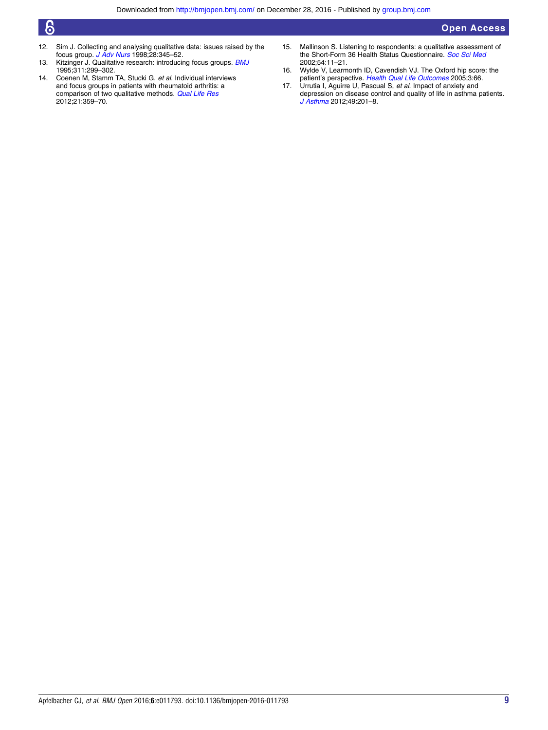12. Sim J. Collecting and analysing qualitative data: issues raised by the focus group. *J Adv Nurs* 1998;28:345–52.
13. Kitzinger J. Qualitative research: introducing focus groups. *BMJ* 1995;311:299–302.
14. Coenen M, Stamm TA, Stucki G, *et al*. Individual interviews and focus groups in patients with rheumatoid arthritis: a comparison of two qualitative methods. *Qual Life Res* 2012;21:359–70.
15. Mallinson S. Listening to respondents: a qualitative assessment of the Short-Form 36 Health Status Questionnaire. *Soc Sci Med* 2002;54:11–21.
16. Wylde V, Learmonth ID, Cavendish VJ. The Oxford hip score: the patient's perspective. *Health Qual Life Outcomes* 2005;3:66.
17. Urrutia I, Aguirre U, Pascual S, *et al*. Impact of anxiety and depression on disease control and quality of life in asthma patients. *J Asthma* 2012;49:201–8.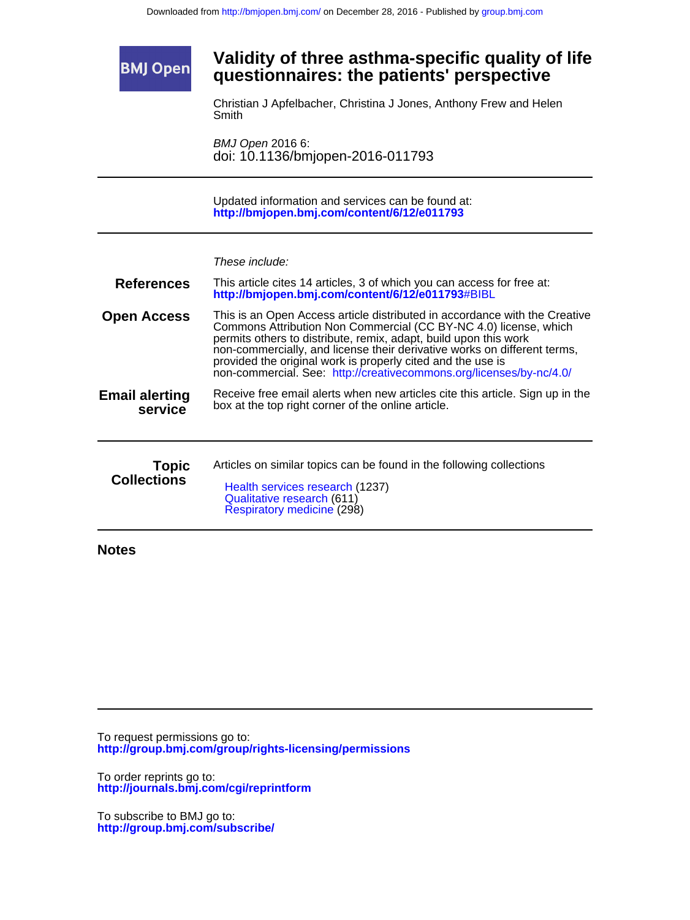Downloaded from http://bmjopen.bmj.com/ on December 28, 2016 - Published by group.bmj.com

**BMJ Open**

# Validity of three asthma-specific quality of life questionnaires: the patients' perspective

Christian J Apfelbacher, Christina J Jones, Anthony Frew and Helen Smith

*BMJ Open* 2016 6:
doi: 10.1136/bmjopen-2016-011793

Updated information and services can be found at:
**http://bmjopen.bmj.com/content/6/12/e011793**

*These include:*

**References**

This article cites 14 articles, 3 of which you can access for free at:
**http://bmjopen.bmj.com/content/6/12/e011793**#BIBL

**Open Access**

This is an Open Access article distributed in accordance with the Creative Commons Attribution Non Commercial (CC BY-NC 4.0) license, which permits others to distribute, remix, adapt, build upon this work non-commercially, and license their derivative works on different terms, provided the original work is properly cited and the use is non-commercial. See: http://creativecommons.org/licenses/by-nc/4.0/

**Email alerting service**

Receive free email alerts when new articles cite this article. Sign up in the box at the top right corner of the online article.

**Topic Collections**

Articles on similar topics can be found in the following collections

Health services research (1237)
Qualitative research (611)
Respiratory medicine (298)

## Notes

To request permissions go to:
**http://group.bmj.com/group/rights-licensing/permissions**

To order reprints go to:
**http://journals.bmj.com/cgi/reprintform**

To subscribe to BMJ go to:
**http://group.bmj.com/subscribe/**